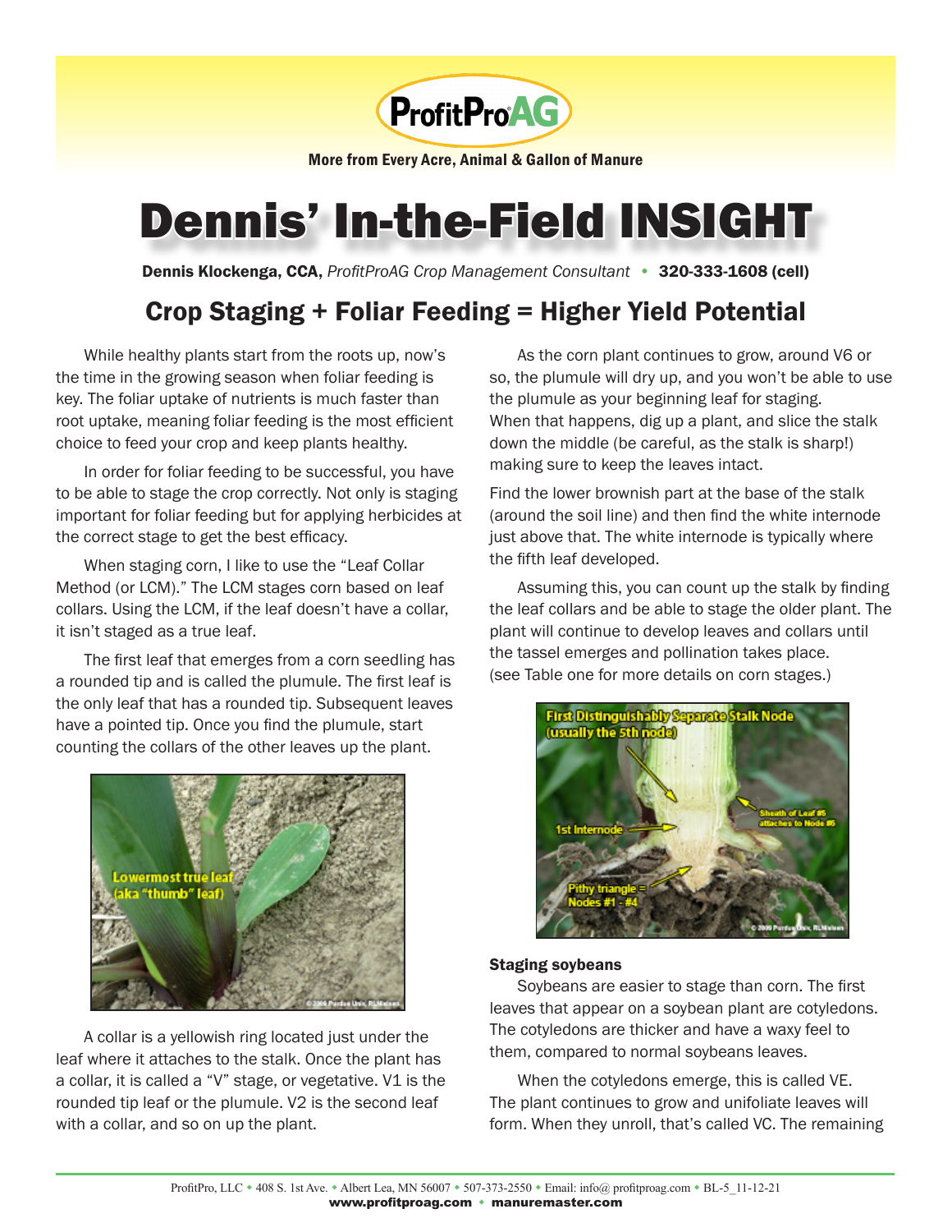ProfitProAG

More from Every Acre, Animal & Gallon of Manure

# Dennis' In-the-Field INSIGHT

**Dennis Klockenga, CCA,** *ProfitProAG Crop Management Consultant* • **320-333-1608 (cell)**

## Crop Staging + Foliar Feeding = Higher Yield Potential

While healthy plants start from the roots up, now's the time in the growing season when foliar feeding is key. The foliar uptake of nutrients is much faster than root uptake, meaning foliar feeding is the most efficient choice to feed your crop and keep plants healthy.

In order for foliar feeding to be successful, you have to be able to stage the crop correctly. Not only is staging important for foliar feeding but for applying herbicides at the correct stage to get the best efficacy.

When staging corn, I like to use the "Leaf Collar Method (or LCM)." The LCM stages corn based on leaf collars. Using the LCM, if the leaf doesn't have a collar, it isn't staged as a true leaf.

The first leaf that emerges from a corn seedling has a rounded tip and is called the plumule. The first leaf is the only leaf that has a rounded tip. Subsequent leaves have a pointed tip. Once you find the plumule, start counting the collars of the other leaves up the plant.

A collar is a yellowish ring located just under the leaf where it attaches to the stalk. Once the plant has a collar, it is called a "V" stage, or vegetative. V1 is the rounded tip leaf or the plumule. V2 is the second leaf with a collar, and so on up the plant.

As the corn plant continues to grow, around V6 or so, the plumule will dry up, and you won't be able to use the plumule as your beginning leaf for staging. When that happens, dig up a plant, and slice the stalk down the middle (be careful, as the stalk is sharp!) making sure to keep the leaves intact.

Find the lower brownish part at the base of the stalk (around the soil line) and then find the white internode just above that. The white internode is typically where the fifth leaf developed.

Assuming this, you can count up the stalk by finding the leaf collars and be able to stage the older plant. The plant will continue to develop leaves and collars until the tassel emerges and pollination takes place. (see Table one for more details on corn stages.)

### Staging soybeans

Soybeans are easier to stage than corn. The first leaves that appear on a soybean plant are cotyledons. The cotyledons are thicker and have a waxy feel to them, compared to normal soybeans leaves.

When the cotyledons emerge, this is called VE. The plant continues to grow and unifoliate leaves will form. When they unroll, that's called VC. The remaining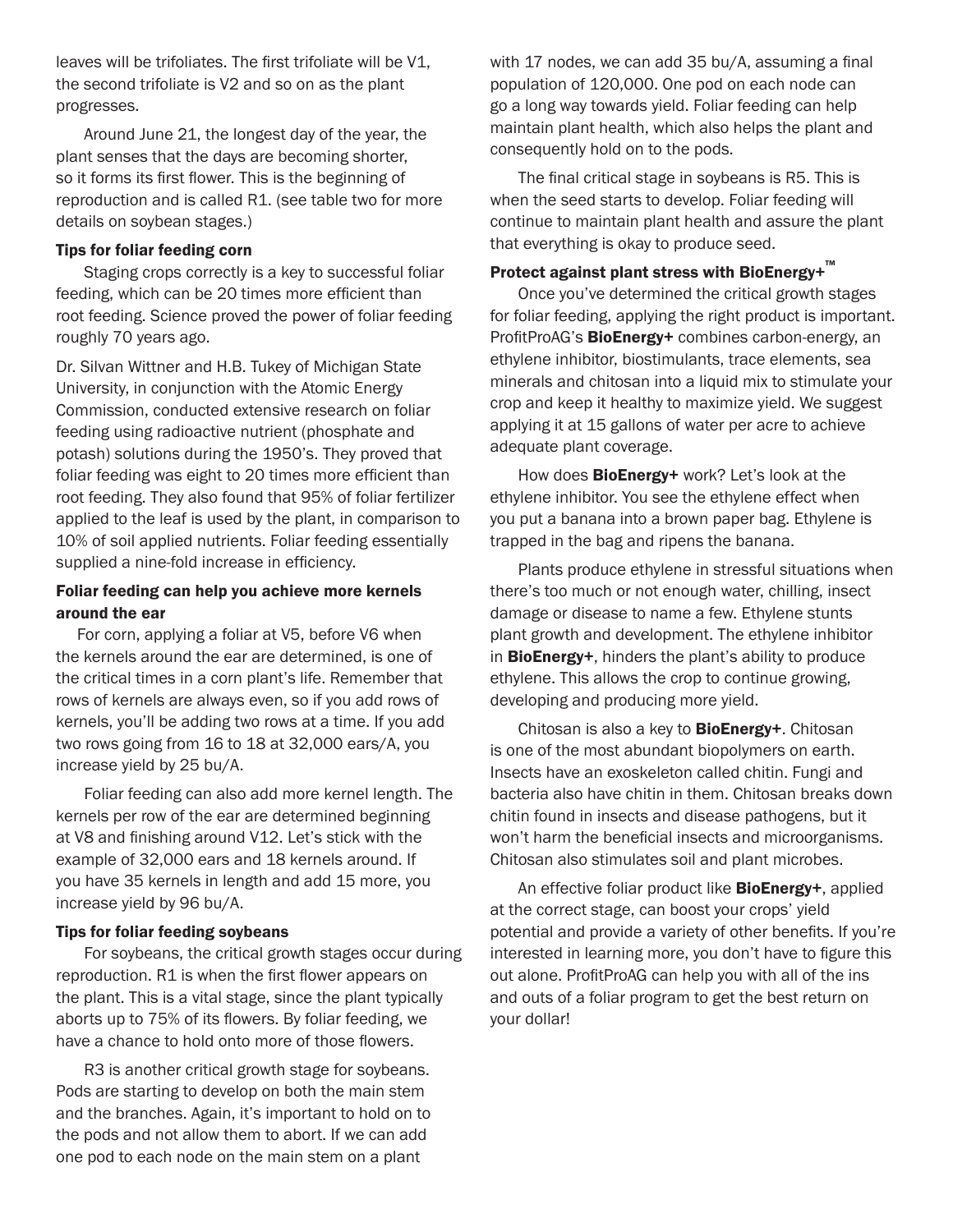leaves will be trifoliates. The first trifoliate will be V1, the second trifoliate is V2 and so on as the plant progresses.

Around June 21, the longest day of the year, the plant senses that the days are becoming shorter, so it forms its first flower. This is the beginning of reproduction and is called R1. (see table two for more details on soybean stages.)

### Tips for foliar feeding corn

Staging crops correctly is a key to successful foliar feeding, which can be 20 times more efficient than root feeding. Science proved the power of foliar feeding roughly 70 years ago.

Dr. Silvan Wittner and H.B. Tukey of Michigan State University, in conjunction with the Atomic Energy Commission, conducted extensive research on foliar feeding using radioactive nutrient (phosphate and potash) solutions during the 1950's. They proved that foliar feeding was eight to 20 times more efficient than root feeding. They also found that 95% of foliar fertilizer applied to the leaf is used by the plant, in comparison to 10% of soil applied nutrients. Foliar feeding essentially supplied a nine-fold increase in efficiency.

### Foliar feeding can help you achieve more kernels around the ear

For corn, applying a foliar at V5, before V6 when the kernels around the ear are determined, is one of the critical times in a corn plant's life. Remember that rows of kernels are always even, so if you add rows of kernels, you'll be adding two rows at a time. If you add two rows going from 16 to 18 at 32,000 ears/A, you increase yield by 25 bu/A.

Foliar feeding can also add more kernel length. The kernels per row of the ear are determined beginning at V8 and finishing around V12. Let's stick with the example of 32,000 ears and 18 kernels around. If you have 35 kernels in length and add 15 more, you increase yield by 96 bu/A.

### Tips for foliar feeding soybeans

For soybeans, the critical growth stages occur during reproduction. R1 is when the first flower appears on the plant. This is a vital stage, since the plant typically aborts up to 75% of its flowers. By foliar feeding, we have a chance to hold onto more of those flowers.

R3 is another critical growth stage for soybeans. Pods are starting to develop on both the main stem and the branches. Again, it's important to hold on to the pods and not allow them to abort. If we can add one pod to each node on the main stem on a plant with 17 nodes, we can add 35 bu/A, assuming a final population of 120,000. One pod on each node can go a long way towards yield. Foliar feeding can help maintain plant health, which also helps the plant and consequently hold on to the pods.

The final critical stage in soybeans is R5. This is when the seed starts to develop. Foliar feeding will continue to maintain plant health and assure the plant that everything is okay to produce seed.

### Protect against plant stress with BioEnergy+™

Once you've determined the critical growth stages for foliar feeding, applying the right product is important. ProfitProAG's **BioEnergy+** combines carbon-energy, an ethylene inhibitor, biostimulants, trace elements, sea minerals and chitosan into a liquid mix to stimulate your crop and keep it healthy to maximize yield. We suggest applying it at 15 gallons of water per acre to achieve adequate plant coverage.

How does **BioEnergy+** work? Let's look at the ethylene inhibitor. You see the ethylene effect when you put a banana into a brown paper bag. Ethylene is trapped in the bag and ripens the banana.

Plants produce ethylene in stressful situations when there's too much or not enough water, chilling, insect damage or disease to name a few. Ethylene stunts plant growth and development. The ethylene inhibitor in **BioEnergy+**, hinders the plant's ability to produce ethylene. This allows the crop to continue growing, developing and producing more yield.

Chitosan is also a key to **BioEnergy+**. Chitosan is one of the most abundant biopolymers on earth. Insects have an exoskeleton called chitin. Fungi and bacteria also have chitin in them. Chitosan breaks down chitin found in insects and disease pathogens, but it won't harm the beneficial insects and microorganisms. Chitosan also stimulates soil and plant microbes.

An effective foliar product like **BioEnergy+**, applied at the correct stage, can boost your crops' yield potential and provide a variety of other benefits. If you're interested in learning more, you don't have to figure this out alone. ProfitProAG can help you with all of the ins and outs of a foliar program to get the best return on your dollar!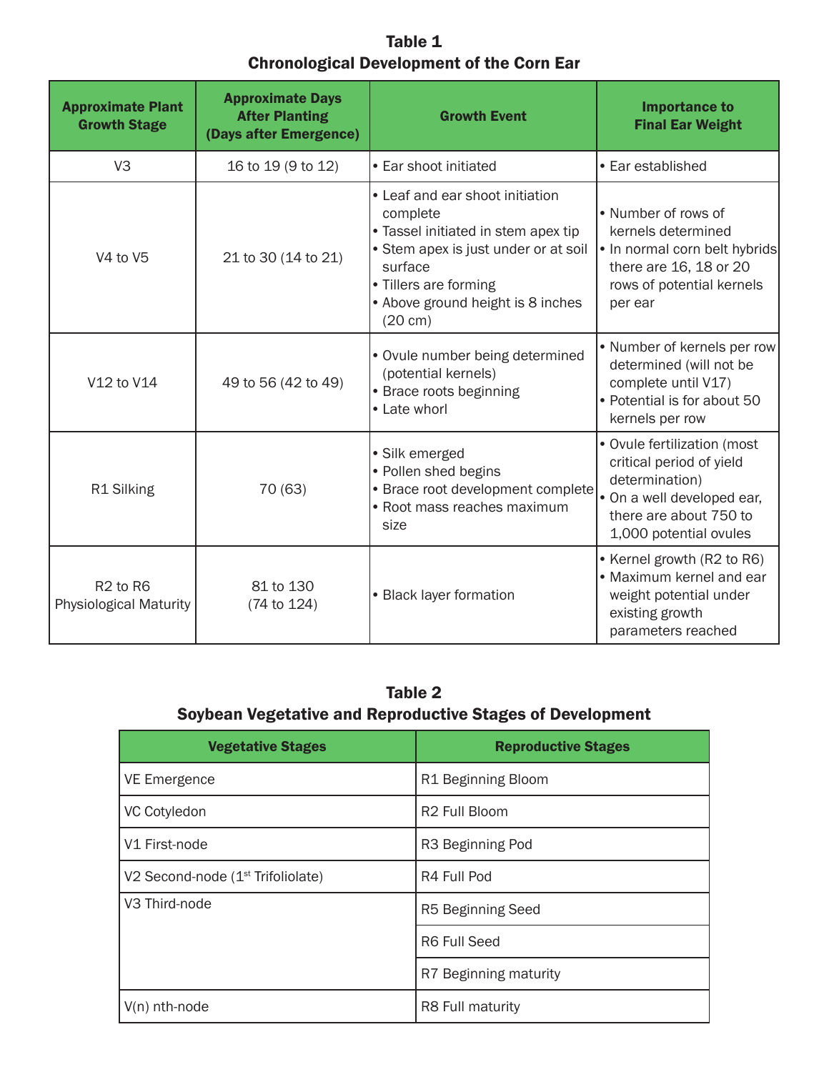**Table 1**
**Chronological Development of the Corn Ear**

| Approximate Plant Growth Stage | Approximate Days After Planting (Days after Emergence) | Growth Event | Importance to Final Ear Weight |
|---|---|---|---|
| V3 | 16 to 19 (9 to 12) | • Ear shoot initiated | • Ear established |
| V4 to V5 | 21 to 30 (14 to 21) | • Leaf and ear shoot initiation complete<br>• Tassel initiated in stem apex tip<br>• Stem apex is just under or at soil surface<br>• Tillers are forming<br>• Above ground height is 8 inches (20 cm) | • Number of rows of kernels determined<br>• In normal corn belt hybrids there are 16, 18 or 20 rows of potential kernels per ear |
| V12 to V14 | 49 to 56 (42 to 49) | • Ovule number being determined (potential kernels)<br>• Brace roots beginning<br>• Late whorl | • Number of kernels per row determined (will not be complete until V17)<br>• Potential is for about 50 kernels per row |
| R1 Silking | 70 (63) | • Silk emerged<br>• Pollen shed begins<br>• Brace root development complete<br>• Root mass reaches maximum size | • Ovule fertilization (most critical period of yield determination)<br>• On a well developed ear, there are about 750 to 1,000 potential ovules |
| R2 to R6 Physiological Maturity | 81 to 130 (74 to 124) | • Black layer formation | • Kernel growth (R2 to R6)<br>• Maximum kernel and ear weight potential under existing growth parameters reached |

**Table 2**
**Soybean Vegetative and Reproductive Stages of Development**

| Vegetative Stages | Reproductive Stages |
|---|---|
| VE Emergence | R1 Beginning Bloom |
| VC Cotyledon | R2 Full Bloom |
| V1 First-node | R3 Beginning Pod |
| V2 Second-node (1st Trifoliolate) | R4 Full Pod |
| V3 Third-node | R5 Beginning Seed |
| | R6 Full Seed |
| | R7 Beginning maturity |
| V(n) nth-node | R8 Full maturity |